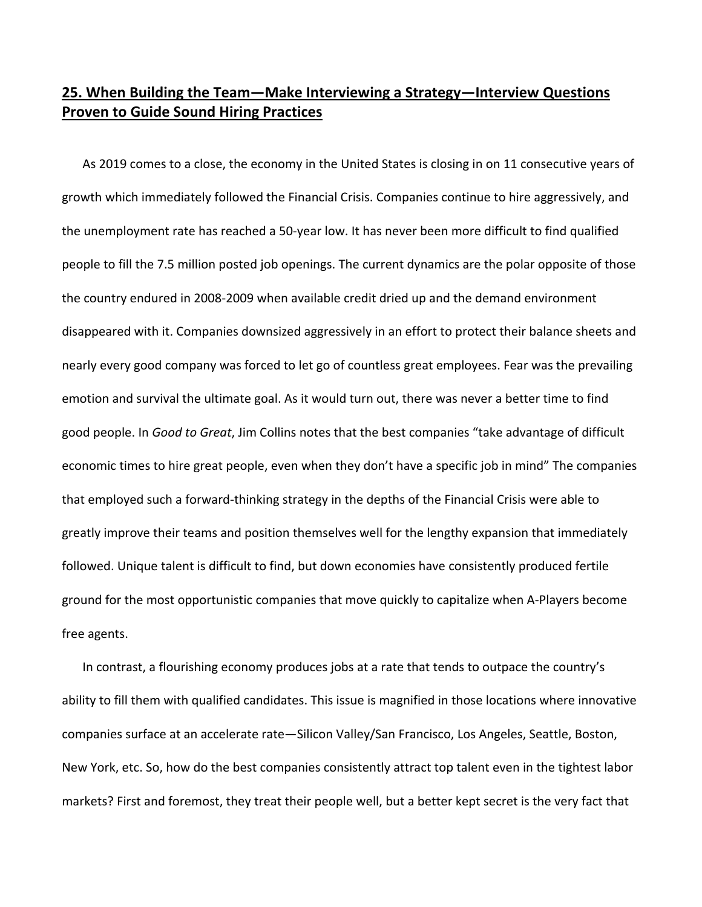## 25. When Building the Team—Make Interviewing a Strategy—Interview Questions Proven to Guide Sound Hiring Practices

As 2019 comes to a close, the economy in the United States is closing in on 11 consecutive years of growth which immediately followed the Financial Crisis. Companies continue to hire aggressively, and the unemployment rate has reached a 50-year low. It has never been more difficult to find qualified people to fill the 7.5 million posted job openings. The current dynamics are the polar opposite of those the country endured in 2008-2009 when available credit dried up and the demand environment disappeared with it. Companies downsized aggressively in an effort to protect their balance sheets and nearly every good company was forced to let go of countless great employees. Fear was the prevailing emotion and survival the ultimate goal. As it would turn out, there was never a better time to find good people. In *Good to Great*, Jim Collins notes that the best companies "take advantage of difficult economic times to hire great people, even when they don't have a specific job in mind" The companies that employed such a forward-thinking strategy in the depths of the Financial Crisis were able to greatly improve their teams and position themselves well for the lengthy expansion that immediately followed. Unique talent is difficult to find, but down economies have consistently produced fertile ground for the most opportunistic companies that move quickly to capitalize when A-Players become free agents.

In contrast, a flourishing economy produces jobs at a rate that tends to outpace the country's ability to fill them with qualified candidates. This issue is magnified in those locations where innovative companies surface at an accelerate rate—Silicon Valley/San Francisco, Los Angeles, Seattle, Boston, New York, etc. So, how do the best companies consistently attract top talent even in the tightest labor markets? First and foremost, they treat their people well, but a better kept secret is the very fact that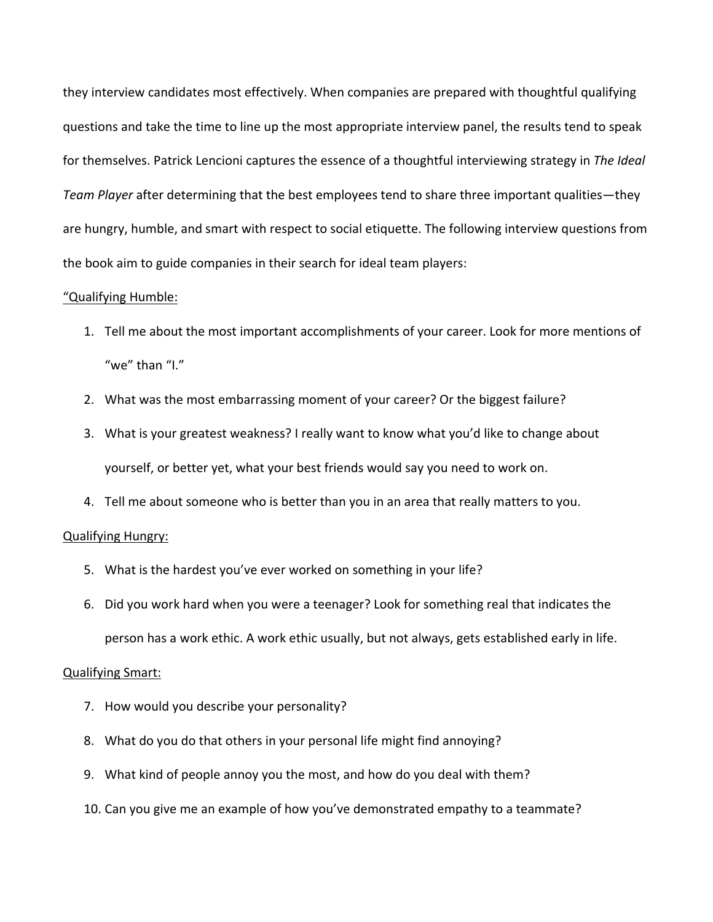they interview candidates most effectively. When companies are prepared with thoughtful qualifying questions and take the time to line up the most appropriate interview panel, the results tend to speak for themselves. Patrick Lencioni captures the essence of a thoughtful interviewing strategy in *The Ideal Team Player* after determining that the best employees tend to share three important qualities—they are hungry, humble, and smart with respect to social etiquette. The following interview questions from the book aim to guide companies in their search for ideal team players:

"<u>Qualifying Humble:</u>

1. Tell me about the most important accomplishments of your career. Look for more mentions of "we" than "I."
2. What was the most embarrassing moment of your career? Or the biggest failure?
3. What is your greatest weakness? I really want to know what you'd like to change about yourself, or better yet, what your best friends would say you need to work on.
4. Tell me about someone who is better than you in an area that really matters to you.

<u>Qualifying Hungry:</u>

5. What is the hardest you've ever worked on something in your life?
6. Did you work hard when you were a teenager? Look for something real that indicates the person has a work ethic. A work ethic usually, but not always, gets established early in life.

<u>Qualifying Smart:</u>

7. How would you describe your personality?
8. What do you do that others in your personal life might find annoying?
9. What kind of people annoy you the most, and how do you deal with them?
10. Can you give me an example of how you've demonstrated empathy to a teammate?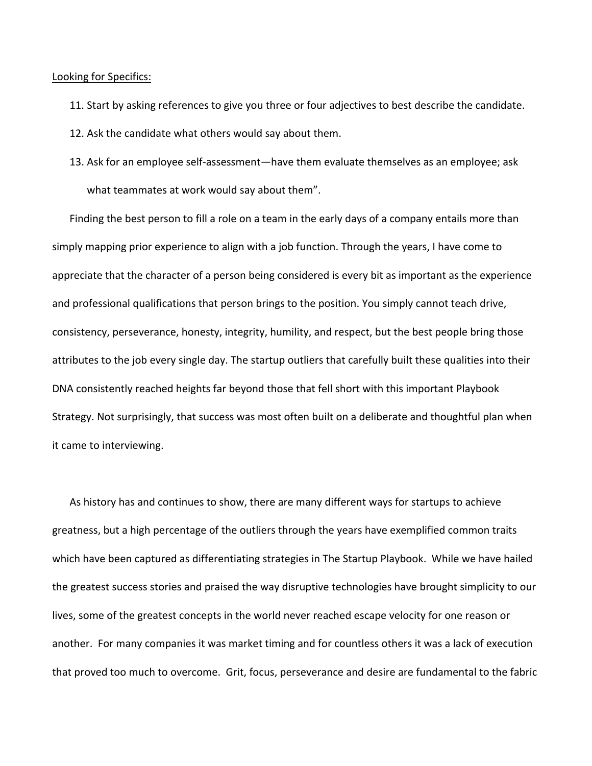<u>Looking for Specifics:</u>

11. Start by asking references to give you three or four adjectives to best describe the candidate.
12. Ask the candidate what others would say about them.
13. Ask for an employee self-assessment—have them evaluate themselves as an employee; ask what teammates at work would say about them".

Finding the best person to fill a role on a team in the early days of a company entails more than simply mapping prior experience to align with a job function. Through the years, I have come to appreciate that the character of a person being considered is every bit as important as the experience and professional qualifications that person brings to the position. You simply cannot teach drive, consistency, perseverance, honesty, integrity, humility, and respect, but the best people bring those attributes to the job every single day. The startup outliers that carefully built these qualities into their DNA consistently reached heights far beyond those that fell short with this important Playbook Strategy. Not surprisingly, that success was most often built on a deliberate and thoughtful plan when it came to interviewing.

As history has and continues to show, there are many different ways for startups to achieve greatness, but a high percentage of the outliers through the years have exemplified common traits which have been captured as differentiating strategies in The Startup Playbook. While we have hailed the greatest success stories and praised the way disruptive technologies have brought simplicity to our lives, some of the greatest concepts in the world never reached escape velocity for one reason or another. For many companies it was market timing and for countless others it was a lack of execution that proved too much to overcome. Grit, focus, perseverance and desire are fundamental to the fabric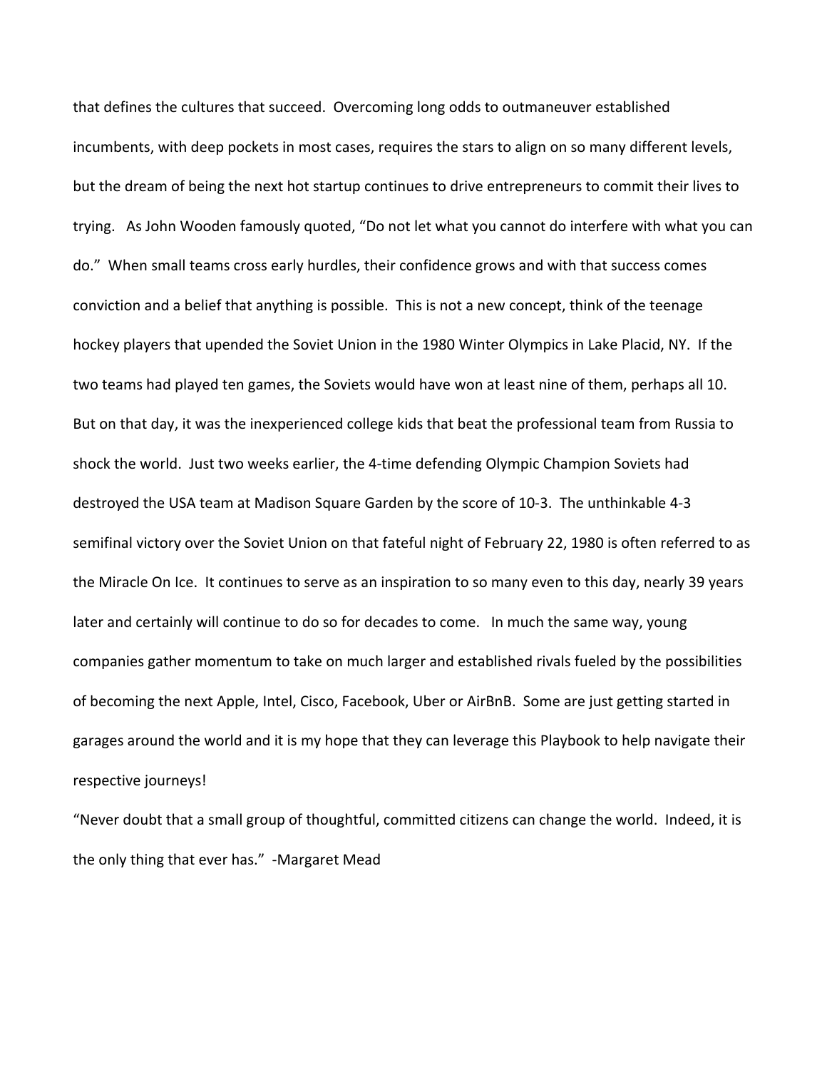that defines the cultures that succeed. Overcoming long odds to outmaneuver established incumbents, with deep pockets in most cases, requires the stars to align on so many different levels, but the dream of being the next hot startup continues to drive entrepreneurs to commit their lives to trying. As John Wooden famously quoted, "Do not let what you cannot do interfere with what you can do." When small teams cross early hurdles, their confidence grows and with that success comes conviction and a belief that anything is possible. This is not a new concept, think of the teenage hockey players that upended the Soviet Union in the 1980 Winter Olympics in Lake Placid, NY. If the two teams had played ten games, the Soviets would have won at least nine of them, perhaps all 10. But on that day, it was the inexperienced college kids that beat the professional team from Russia to shock the world. Just two weeks earlier, the 4-time defending Olympic Champion Soviets had destroyed the USA team at Madison Square Garden by the score of 10-3. The unthinkable 4-3 semifinal victory over the Soviet Union on that fateful night of February 22, 1980 is often referred to as the Miracle On Ice. It continues to serve as an inspiration to so many even to this day, nearly 39 years later and certainly will continue to do so for decades to come. In much the same way, young companies gather momentum to take on much larger and established rivals fueled by the possibilities of becoming the next Apple, Intel, Cisco, Facebook, Uber or AirBnB. Some are just getting started in garages around the world and it is my hope that they can leverage this Playbook to help navigate their respective journeys!

"Never doubt that a small group of thoughtful, committed citizens can change the world. Indeed, it is the only thing that ever has." -Margaret Mead